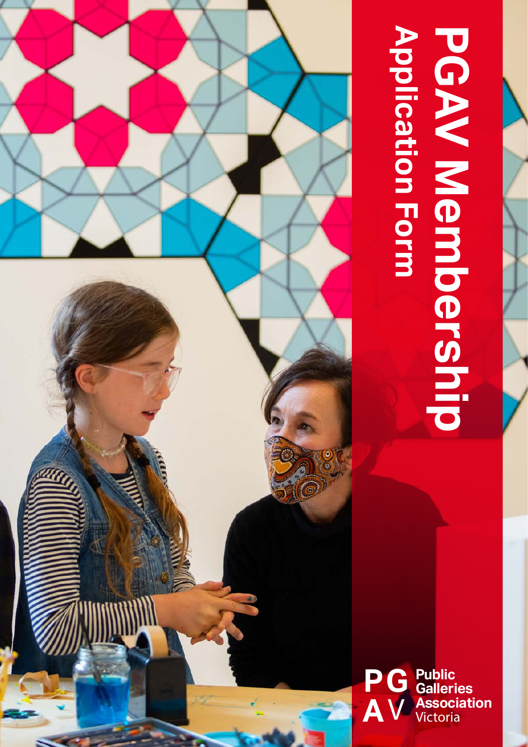# PGAV Membership

## Application Form

Public Galleries Association Victoria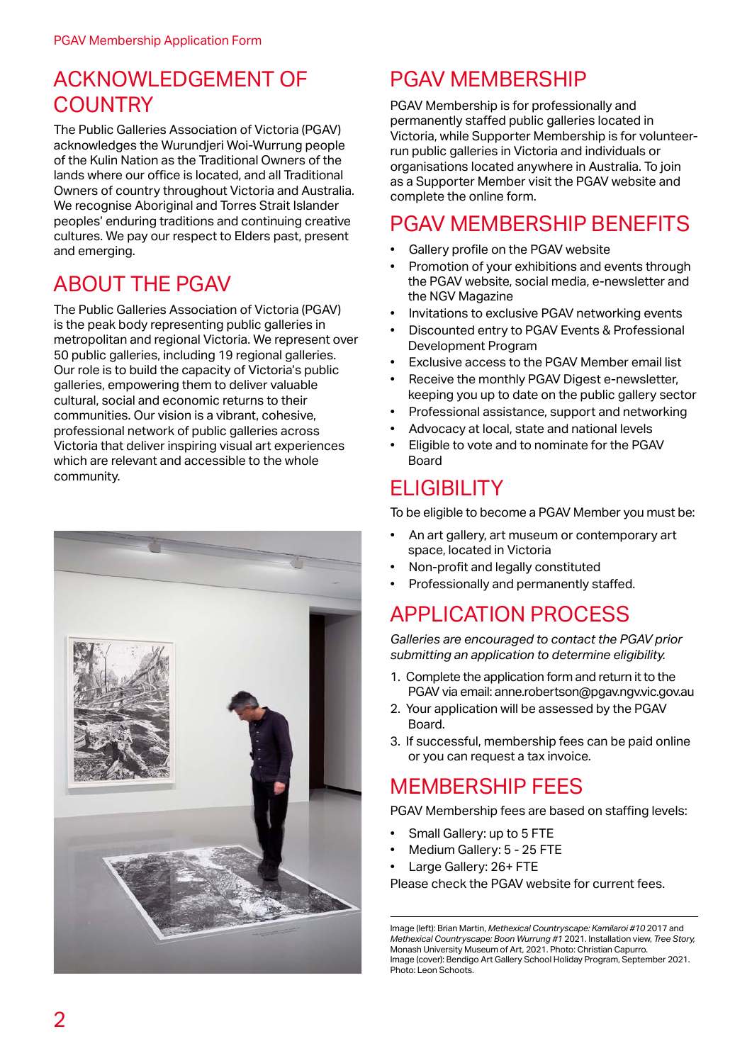# ACKNOWLEDGEMENT OF COUNTRY

The Public Galleries Association of Victoria (PGAV) acknowledges the Wurundjeri Woi-Wurrung people of the Kulin Nation as the Traditional Owners of the lands where our office is located, and all Traditional Owners of country throughout Victoria and Australia. We recognise Aboriginal and Torres Strait Islander peoples' enduring traditions and continuing creative cultures. We pay our respect to Elders past, present and emerging.

# ABOUT THE PGAV

The Public Galleries Association of Victoria (PGAV) is the peak body representing public galleries in metropolitan and regional Victoria. We represent over 50 public galleries, including 19 regional galleries. Our role is to build the capacity of Victoria's public galleries, empowering them to deliver valuable cultural, social and economic returns to their communities. Our vision is a vibrant, cohesive, professional network of public galleries across Victoria that deliver inspiring visual art experiences which are relevant and accessible to the whole community.

# PGAV MEMBERSHIP

PGAV Membership is for professionally and permanently staffed public galleries located in Victoria, while Supporter Membership is for volunteer-run public galleries in Victoria and individuals or organisations located anywhere in Australia. To join as a Supporter Member visit the PGAV website and complete the online form.

# PGAV MEMBERSHIP BENEFITS

- Gallery profile on the PGAV website
- Promotion of your exhibitions and events through the PGAV website, social media, e-newsletter and the NGV Magazine
- Invitations to exclusive PGAV networking events
- Discounted entry to PGAV Events & Professional Development Program
- Exclusive access to the PGAV Member email list
- Receive the monthly PGAV Digest e-newsletter, keeping you up to date on the public gallery sector
- Professional assistance, support and networking
- Advocacy at local, state and national levels
- Eligible to vote and to nominate for the PGAV Board

# ELIGIBILITY

To be eligible to become a PGAV Member you must be:

- An art gallery, art museum or contemporary art space, located in Victoria
- Non-profit and legally constituted
- Professionally and permanently staffed.

# APPLICATION PROCESS

*Galleries are encouraged to contact the PGAV prior submitting an application to determine eligibility.*

1. Complete the application form and return it to the PGAV via email: anne.robertson@pgav.ngv.vic.gov.au
2. Your application will be assessed by the PGAV Board.
3. If successful, membership fees can be paid online or you can request a tax invoice.

# MEMBERSHIP FEES

PGAV Membership fees are based on staffing levels:

- Small Gallery: up to 5 FTE
- Medium Gallery: 5 - 25 FTE
- Large Gallery: 26+ FTE

Please check the PGAV website for current fees.

Image (left): Brian Martin, *Methexical Countryscape: Kamilaroi #10* 2017 and *Methexical Countryscape: Boon Wurrung #1* 2021. Installation view, *Tree Story,* Monash University Museum of Art, 2021. Photo: Christian Capurro.
Image (cover): Bendigo Art Gallery School Holiday Program, September 2021. Photo: Leon Schoots.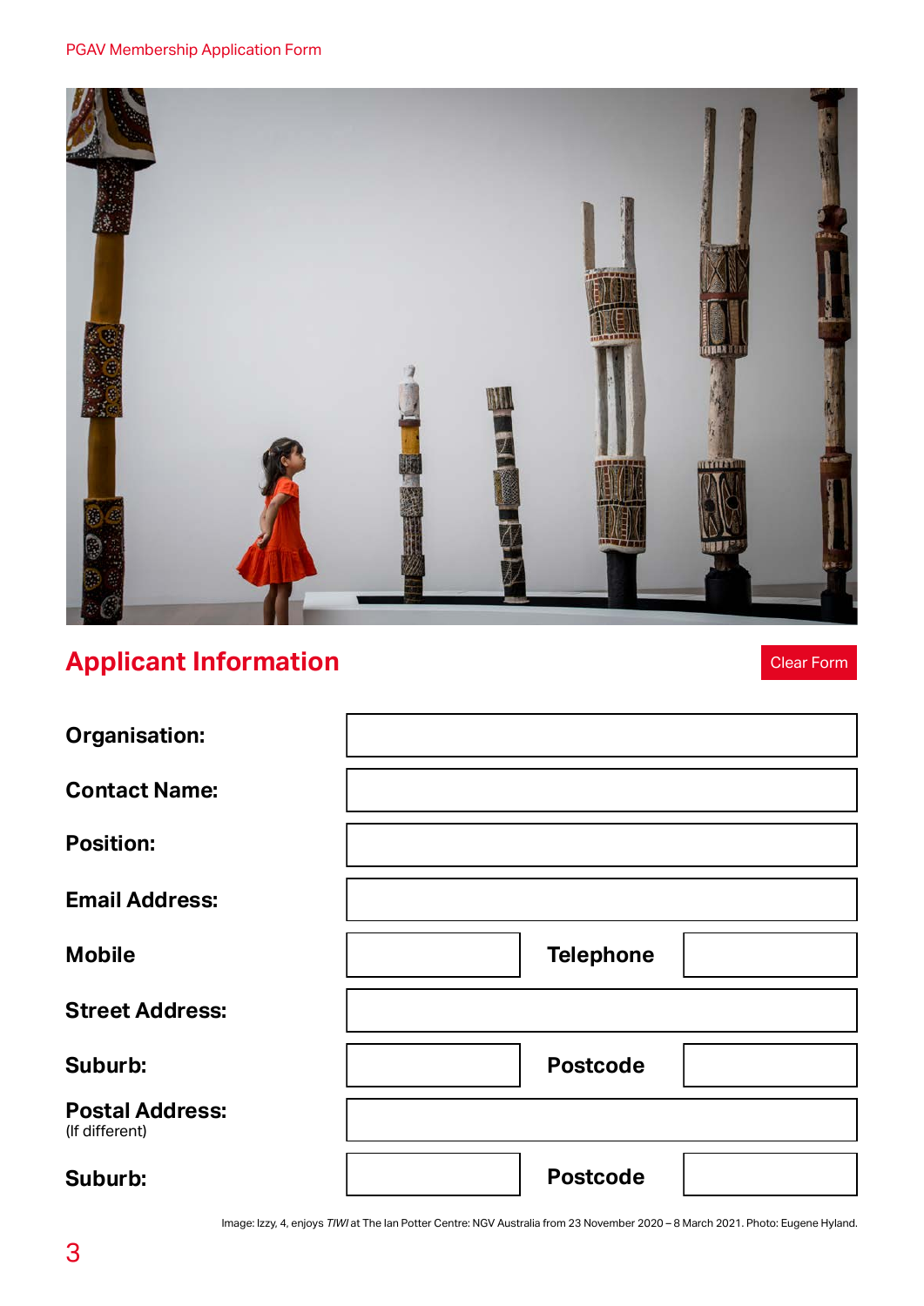## Applicant Information

Clear Form

| | | | |
|---|---|---|---|
| **Organisation:** | | | |
| **Contact Name:** | | | |
| **Position:** | | | |
| **Email Address:** | | | |
| **Mobile** | | **Telephone** | |
| **Street Address:** | | | |
| **Suburb:** | | **Postcode** | |
| **Postal Address:** (If different) | | | |
| **Suburb:** | | **Postcode** | |

Image: Izzy, 4, enjoys *TIWI* at The Ian Potter Centre: NGV Australia from 23 November 2020 – 8 March 2021. Photo: Eugene Hyland.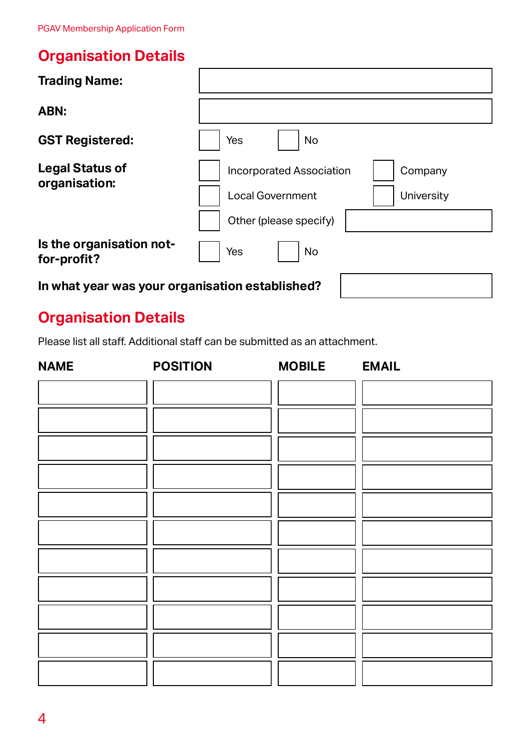## Organisation Details

| | |
|---|---|
| **Trading Name:** | |
| **ABN:** | |

**GST Registered:** ☐ Yes ☐ No

**Legal Status of organisation:**

☐ Incorporated Association ☐ Company

☐ Local Government ☐ University

☐ Other (please specify) ____________

**Is the organisation not-for-profit?** ☐ Yes ☐ No

**In what year was your organisation established?** ____________

## Organisation Details

Please list all staff. Additional staff can be submitted as an attachment.

| NAME | POSITION | MOBILE | EMAIL |
|---|---|---|---|
| | | | |
| | | | |
| | | | |
| | | | |
| | | | |
| | | | |
| | | | |
| | | | |
| | | | |
| | | | |
| | | | |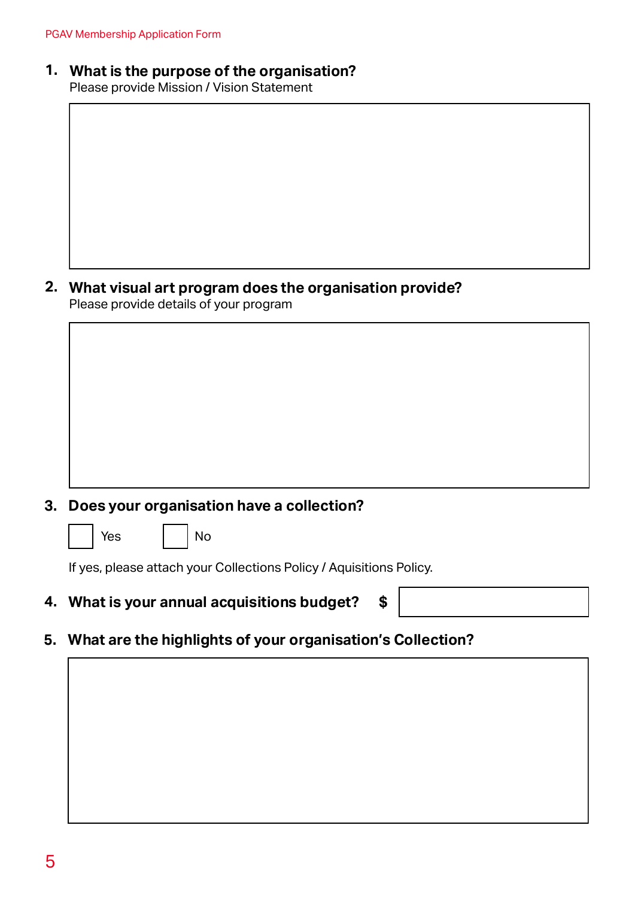**1. What is the purpose of the organisation?**
Please provide Mission / Vision Statement

**2. What visual art program does the organisation provide?**
Please provide details of your program

**3. Does your organisation have a collection?**

☐ Yes ☐ No

If yes, please attach your Collections Policy / Aquisitions Policy.

**4. What is your annual acquisitions budget? $**

**5. What are the highlights of your organisation's Collection?**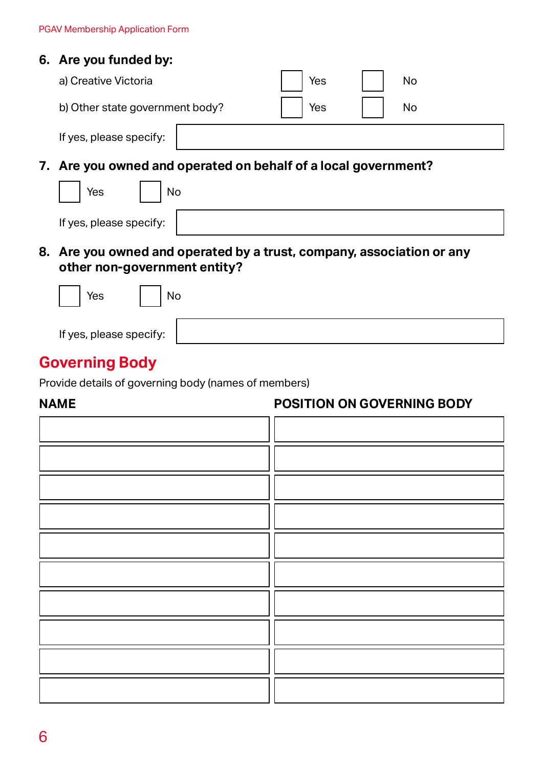### 6. Are you funded by:

a) Creative Victoria ☐ Yes ☐ No

b) Other state government body? ☐ Yes ☐ No

If yes, please specify:

### 7. Are you owned and operated on behalf of a local government?

☐ Yes ☐ No

If yes, please specify:

### 8. Are you owned and operated by a trust, company, association or any other non-government entity?

☐ Yes ☐ No

If yes, please specify:

## Governing Body

Provide details of governing body (names of members)

| NAME | POSITION ON GOVERNING BODY |
| --- | --- |
| | |
| | |
| | |
| | |
| | |
| | |
| | |
| | |
| | |
| | |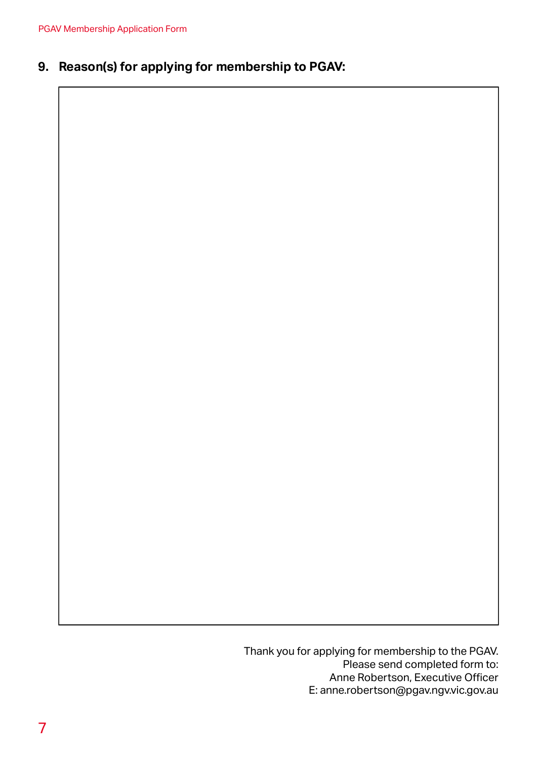## 9. Reason(s) for applying for membership to PGAV:

Thank you for applying for membership to the PGAV.
Please send completed form to:
Anne Robertson, Executive Officer
E: anne.robertson@pgav.ngv.vic.gov.au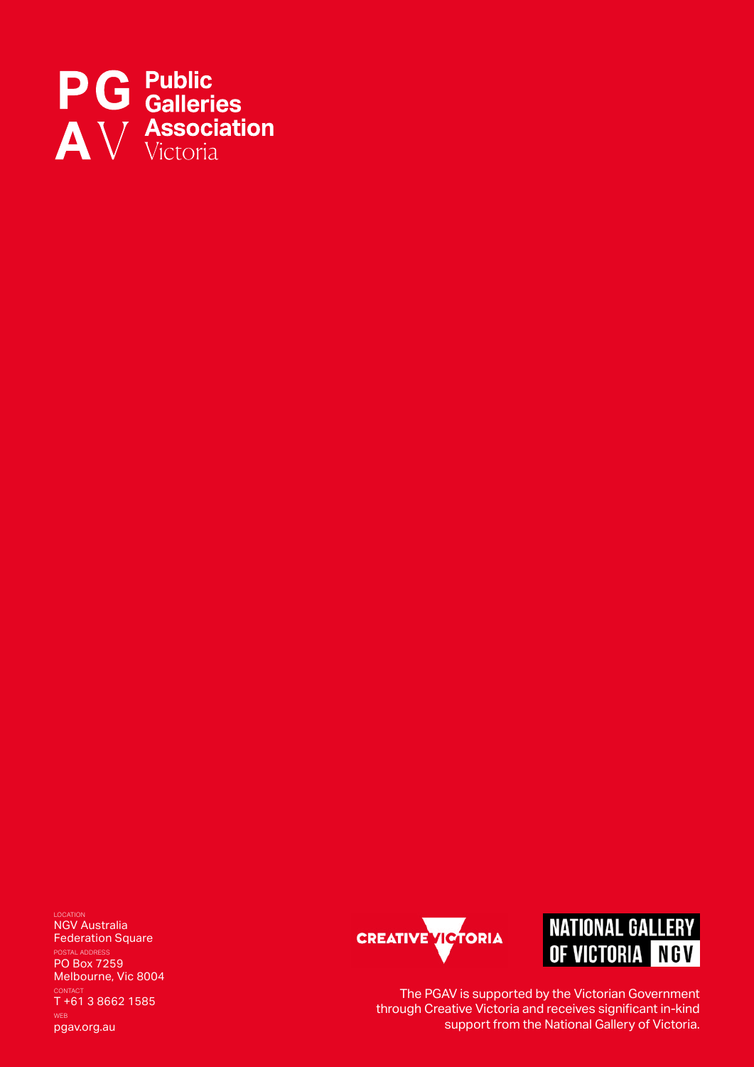**Public Galleries Association** Victoria

LOCATION
NGV Australia
Federation Square

POSTAL ADDRESS
PO Box 7259
Melbourne, Vic 8004

CONTACT
T +61 3 8662 1585

WEB
pgav.org.au

CREATIVE VICTORIA

NATIONAL GALLERY OF VICTORIA NGV

The PGAV is supported by the Victorian Government through Creative Victoria and receives significant in-kind support from the National Gallery of Victoria.